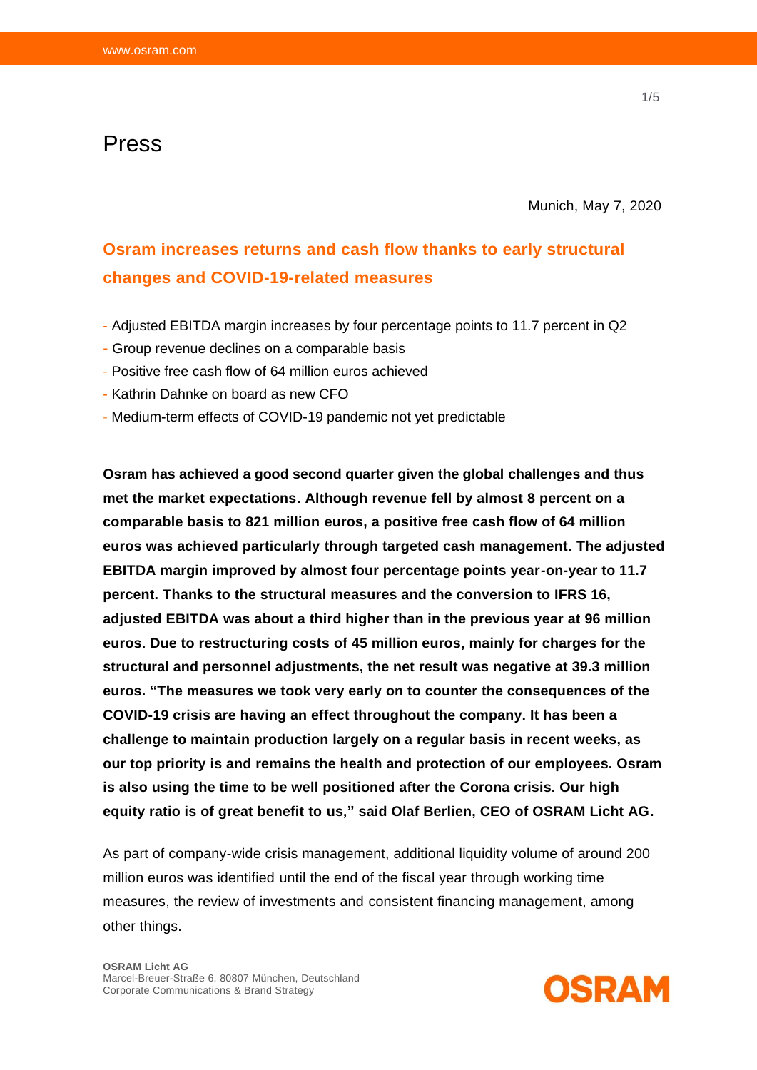# Press

Munich, May 7, 2020

## Osram increases returns and cash flow thanks to early structural changes and COVID-19-related measures

- Adjusted EBITDA margin increases by four percentage points to 11.7 percent in Q2
- Group revenue declines on a comparable basis
- Positive free cash flow of 64 million euros achieved
- Kathrin Dahnke on board as new CFO
- Medium-term effects of COVID-19 pandemic not yet predictable

**Osram has achieved a good second quarter given the global challenges and thus met the market expectations. Although revenue fell by almost 8 percent on a comparable basis to 821 million euros, a positive free cash flow of 64 million euros was achieved particularly through targeted cash management. The adjusted EBITDA margin improved by almost four percentage points year-on-year to 11.7 percent. Thanks to the structural measures and the conversion to IFRS 16, adjusted EBITDA was about a third higher than in the previous year at 96 million euros. Due to restructuring costs of 45 million euros, mainly for charges for the structural and personnel adjustments, the net result was negative at 39.3 million euros. "The measures we took very early on to counter the consequences of the COVID-19 crisis are having an effect throughout the company. It has been a challenge to maintain production largely on a regular basis in recent weeks, as our top priority is and remains the health and protection of our employees. Osram is also using the time to be well positioned after the Corona crisis. Our high equity ratio is of great benefit to us," said Olaf Berlien, CEO of OSRAM Licht AG.**

As part of company-wide crisis management, additional liquidity volume of around 200 million euros was identified until the end of the fiscal year through working time measures, the review of investments and consistent financing management, among other things.

**OSRAM Licht AG**
Marcel-Breuer-Straße 6, 80807 München, Deutschland
Corporate Communications & Brand Strategy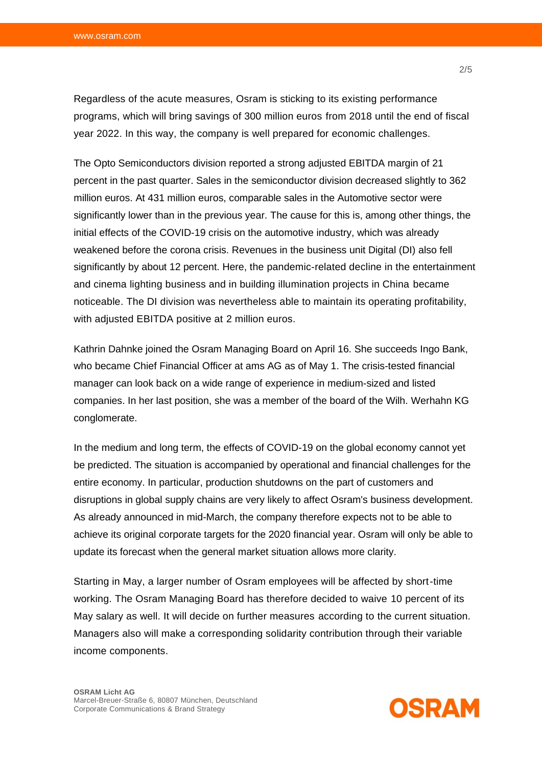Regardless of the acute measures, Osram is sticking to its existing performance programs, which will bring savings of 300 million euros from 2018 until the end of fiscal year 2022. In this way, the company is well prepared for economic challenges.

The Opto Semiconductors division reported a strong adjusted EBITDA margin of 21 percent in the past quarter. Sales in the semiconductor division decreased slightly to 362 million euros. At 431 million euros, comparable sales in the Automotive sector were significantly lower than in the previous year. The cause for this is, among other things, the initial effects of the COVID-19 crisis on the automotive industry, which was already weakened before the corona crisis. Revenues in the business unit Digital (DI) also fell significantly by about 12 percent. Here, the pandemic-related decline in the entertainment and cinema lighting business and in building illumination projects in China became noticeable. The DI division was nevertheless able to maintain its operating profitability, with adjusted EBITDA positive at 2 million euros.

Kathrin Dahnke joined the Osram Managing Board on April 16. She succeeds Ingo Bank, who became Chief Financial Officer at ams AG as of May 1. The crisis-tested financial manager can look back on a wide range of experience in medium-sized and listed companies. In her last position, she was a member of the board of the Wilh. Werhahn KG conglomerate.

In the medium and long term, the effects of COVID-19 on the global economy cannot yet be predicted. The situation is accompanied by operational and financial challenges for the entire economy. In particular, production shutdowns on the part of customers and disruptions in global supply chains are very likely to affect Osram's business development. As already announced in mid-March, the company therefore expects not to be able to achieve its original corporate targets for the 2020 financial year. Osram will only be able to update its forecast when the general market situation allows more clarity.

Starting in May, a larger number of Osram employees will be affected by short-time working. The Osram Managing Board has therefore decided to waive 10 percent of its May salary as well. It will decide on further measures according to the current situation. Managers also will make a corresponding solidarity contribution through their variable income components.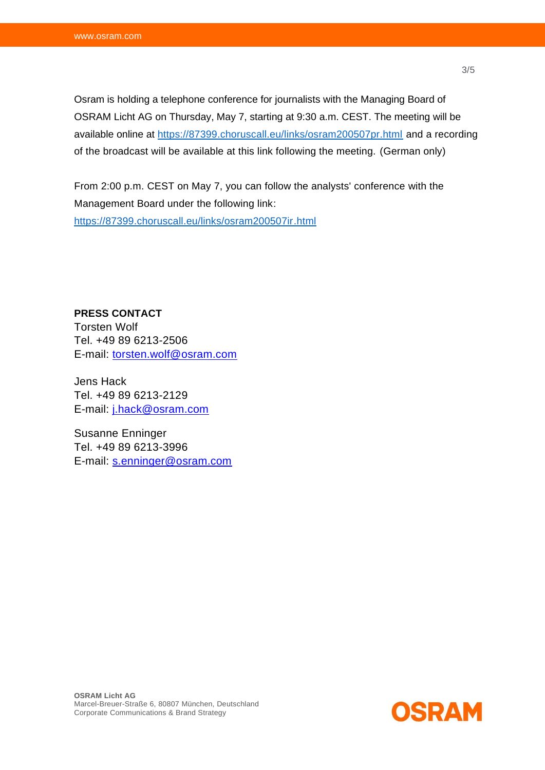Osram is holding a telephone conference for journalists with the Managing Board of OSRAM Licht AG on Thursday, May 7, starting at 9:30 a.m. CEST. The meeting will be available online at https://87399.choruscall.eu/links/osram200507pr.html and a recording of the broadcast will be available at this link following the meeting. (German only)

From 2:00 p.m. CEST on May 7, you can follow the analysts' conference with the Management Board under the following link: https://87399.choruscall.eu/links/osram200507ir.html

**PRESS CONTACT**
Torsten Wolf
Tel. +49 89 6213-2506
E-mail: torsten.wolf@osram.com

Jens Hack
Tel. +49 89 6213-2129
E-mail: j.hack@osram.com

Susanne Enninger
Tel. +49 89 6213-3996
E-mail: s.enninger@osram.com

**OSRAM Licht AG**
Marcel-Breuer-Straße 6, 80807 München, Deutschland
Corporate Communications & Brand Strategy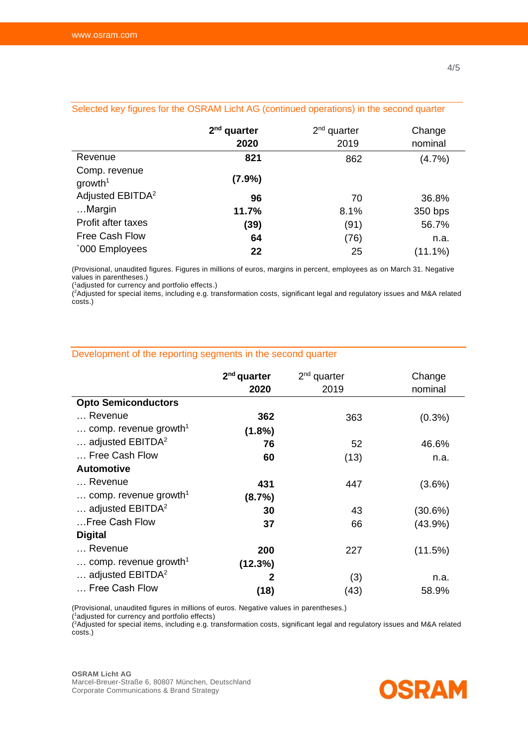## Selected key figures for the OSRAM Licht AG (continued operations) in the second quarter

| | **2nd quarter 2020** | 2nd quarter 2019 | Change nominal |
|---|---|---|---|
| Revenue | **821** | 862 | (4.7%) |
| Comp. revenue growth[1] | **(7.9%)** | | |
| Adjusted EBITDA[2] | **96** | 70 | 36.8% |
| …Margin | **11.7%** | 8.1% | 350 bps |
| Profit after taxes | **(39)** | (91) | 56.7% |
| Free Cash Flow | **64** | (76) | n.a. |
| `000 Employees | **22** | 25 | (11.1%) |

(Provisional, unaudited figures. Figures in millions of euros, margins in percent, employees as on March 31. Negative values in parentheses.)
([1]adjusted for currency and portfolio effects.)
([2]Adjusted for special items, including e.g. transformation costs, significant legal and regulatory issues and M&A related costs.)

## Development of the reporting segments in the second quarter

| | **2nd quarter 2020** | 2nd quarter 2019 | Change nominal |
|---|---|---|---|
| **Opto Semiconductors** | | | |
| … Revenue | **362** | 363 | (0.3%) |
| … comp. revenue growth[1] | **(1.8%)** | | |
| … adjusted EBITDA[2] | **76** | 52 | 46.6% |
| … Free Cash Flow | **60** | (13) | n.a. |
| **Automotive** | | | |
| … Revenue | **431** | 447 | (3.6%) |
| … comp. revenue growth[1] | **(8.7%)** | | |
| … adjusted EBITDA[2] | **30** | 43 | (30.6%) |
| …Free Cash Flow | **37** | 66 | (43.9%) |
| **Digital** | | | |
| … Revenue | **200** | 227 | (11.5%) |
| … comp. revenue growth[1] | **(12.3%)** | | |
| … adjusted EBITDA[2] | **2** | (3) | n.a. |
| … Free Cash Flow | **(18)** | (43) | 58.9% |

(Provisional, unaudited figures in millions of euros. Negative values in parentheses.)
([1]adjusted for currency and portfolio effects)
([2]Adjusted for special items, including e.g. transformation costs, significant legal and regulatory issues and M&A related costs.)

**OSRAM Licht AG**
Marcel-Breuer-Straße 6, 80807 München, Deutschland
Corporate Communications & Brand Strategy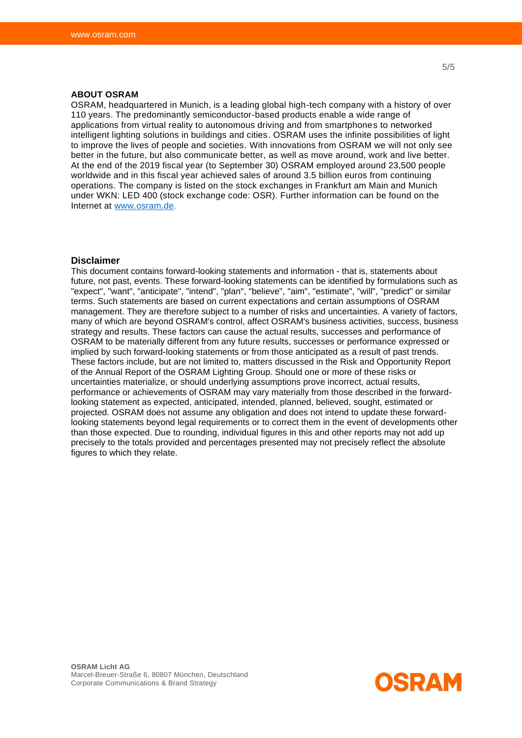## ABOUT OSRAM

OSRAM, headquartered in Munich, is a leading global high-tech company with a history of over 110 years. The predominantly semiconductor-based products enable a wide range of applications from virtual reality to autonomous driving and from smartphones to networked intelligent lighting solutions in buildings and cities. OSRAM uses the infinite possibilities of light to improve the lives of people and societies. With innovations from OSRAM we will not only see better in the future, but also communicate better, as well as move around, work and live better. At the end of the 2019 fiscal year (to September 30) OSRAM employed around 23,500 people worldwide and in this fiscal year achieved sales of around 3.5 billion euros from continuing operations. The company is listed on the stock exchanges in Frankfurt am Main and Munich under WKN: LED 400 (stock exchange code: OSR). Further information can be found on the Internet at [www.osram.de](http://www.osram.de).

## Disclaimer

This document contains forward-looking statements and information - that is, statements about future, not past, events. These forward-looking statements can be identified by formulations such as "expect", "want", "anticipate", "intend", "plan", "believe", "aim", "estimate", "will", "predict" or similar terms. Such statements are based on current expectations and certain assumptions of OSRAM management. They are therefore subject to a number of risks and uncertainties. A variety of factors, many of which are beyond OSRAM's control, affect OSRAM's business activities, success, business strategy and results. These factors can cause the actual results, successes and performance of OSRAM to be materially different from any future results, successes or performance expressed or implied by such forward-looking statements or from those anticipated as a result of past trends. These factors include, but are not limited to, matters discussed in the Risk and Opportunity Report of the Annual Report of the OSRAM Lighting Group. Should one or more of these risks or uncertainties materialize, or should underlying assumptions prove incorrect, actual results, performance or achievements of OSRAM may vary materially from those described in the forward-looking statement as expected, anticipated, intended, planned, believed, sought, estimated or projected. OSRAM does not assume any obligation and does not intend to update these forward-looking statements beyond legal requirements or to correct them in the event of developments other than those expected. Due to rounding, individual figures in this and other reports may not add up precisely to the totals provided and percentages presented may not precisely reflect the absolute figures to which they relate.

**OSRAM Licht AG**
Marcel-Breuer-Straße 6, 80807 München, Deutschland
Corporate Communications & Brand Strategy